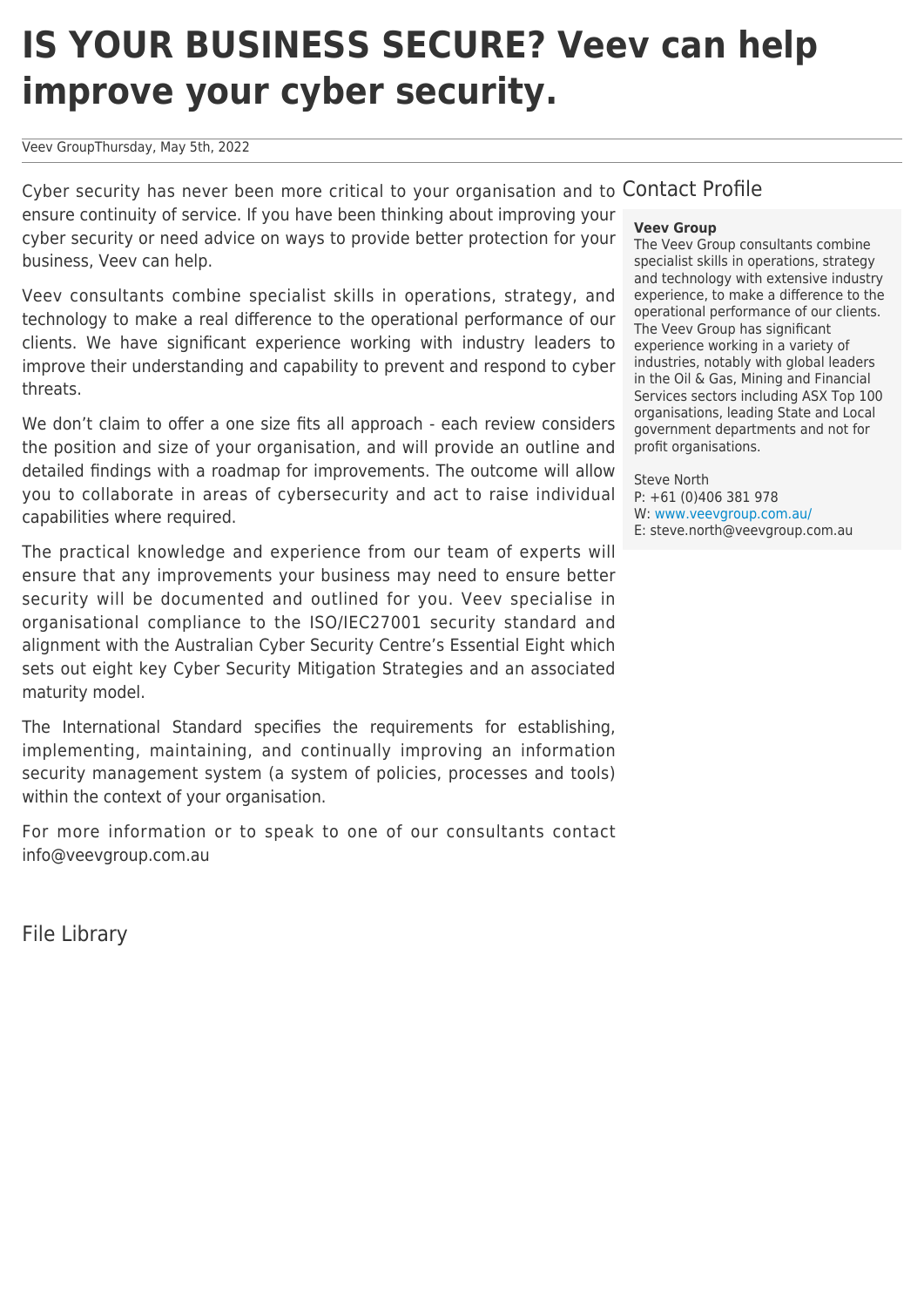# IS YOUR BUSINESS SECURE? Veev can help improve your cyber security.

Veev GroupThursday, May 5th, 2022

Cyber security has never been more critical to your organisation and to ensure continuity of service. If you have been thinking about improving your cyber security or need advice on ways to provide better protection for your business, Veev can help.

Veev consultants combine specialist skills in operations, strategy, and technology to make a real difference to the operational performance of our clients. We have significant experience working with industry leaders to improve their understanding and capability to prevent and respond to cyber threats.

We don't claim to offer a one size fits all approach - each review considers the position and size of your organisation, and will provide an outline and detailed findings with a roadmap for improvements. The outcome will allow you to collaborate in areas of cybersecurity and act to raise individual capabilities where required.

The practical knowledge and experience from our team of experts will ensure that any improvements your business may need to ensure better security will be documented and outlined for you. Veev specialise in organisational compliance to the ISO/IEC27001 security standard and alignment with the Australian Cyber Security Centre's Essential Eight which sets out eight key Cyber Security Mitigation Strategies and an associated maturity model.

The International Standard specifies the requirements for establishing, implementing, maintaining, and continually improving an information security management system (a system of policies, processes and tools) within the context of your organisation.

For more information or to speak to one of our consultants contact info@veevgroup.com.au

## Contact Profile

**Veev Group**
The Veev Group consultants combine specialist skills in operations, strategy and technology with extensive industry experience, to make a difference to the operational performance of our clients. The Veev Group has significant experience working in a variety of industries, notably with global leaders in the Oil & Gas, Mining and Financial Services sectors including ASX Top 100 organisations, leading State and Local government departments and not for profit organisations.

Steve North
P: +61 (0)406 381 978
W: www.veevgroup.com.au/
E: steve.north@veevgroup.com.au

## File Library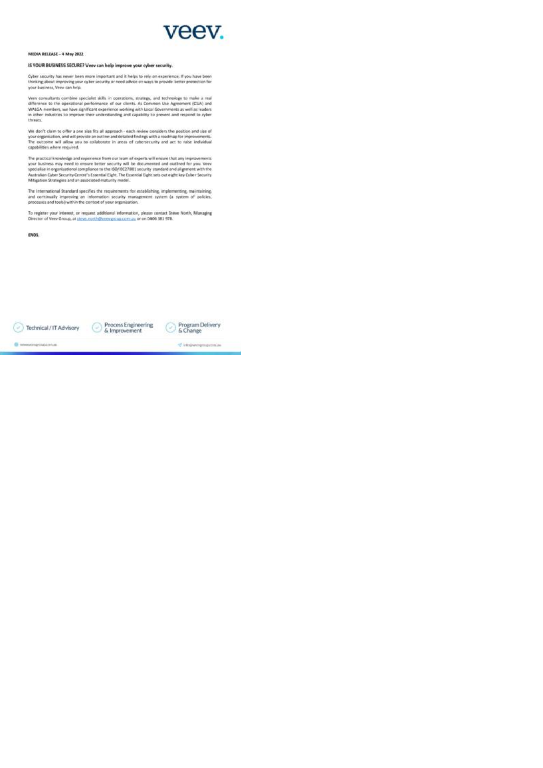# veev.

**MEDIA RELEASE – 4 May 2022**

**IS YOUR BUSINESS SECURE? Veev can help improve your cyber security.**

Cyber security has never been more important and it helps to rely on experience; if you have been thinking about improving your cyber security or need advice on ways to provide better protection for your business, Veev can help.

Veev consultants combine specialist skills in operations, strategy, and technology to make a real difference to the operational performance of our clients. As Common Use Agreement (CUA) and WALGA members, we have significant experience working with Local Governments as well as leaders in other industries to improve their understanding and capability to prevent and respond to cyber threats.

We don't claim to offer a one size fits all approach - each review considers the position and size of your organisation, and will provide an outline and detailed findings with a roadmap for improvements. The outcome will allow you to collaborate in areas of cybersecurity and act to raise individual capabilities where required.

The practical knowledge and experience from our team of experts will ensure that any improvements your business may need to ensure better security will be documented and outlined for you. Veev specialise in organisational compliance to the ISO/IEC27001 security standard and alignment with the Australian Cyber Security Centre's Essential Eight. The Essential Eight sets out eight key Cyber Security Mitigation Strategies and an associated maturity model.

The International Standard specifies the requirements for establishing, implementing, maintaining, and continually improving an information security management system (a system of policies, processes and tools) within the context of your organisation.

To register your interest, or request additional information, please contact Steve North, Managing Director of Veev Group, at steve.north@veevgroup.com.au or on 0406 381 978.

**ENDS.**

Technical / IT Advisory

Process Engineering & Improvement

Program Delivery & Change

www.veevgroup.com.au

info@veevgroup.com.au